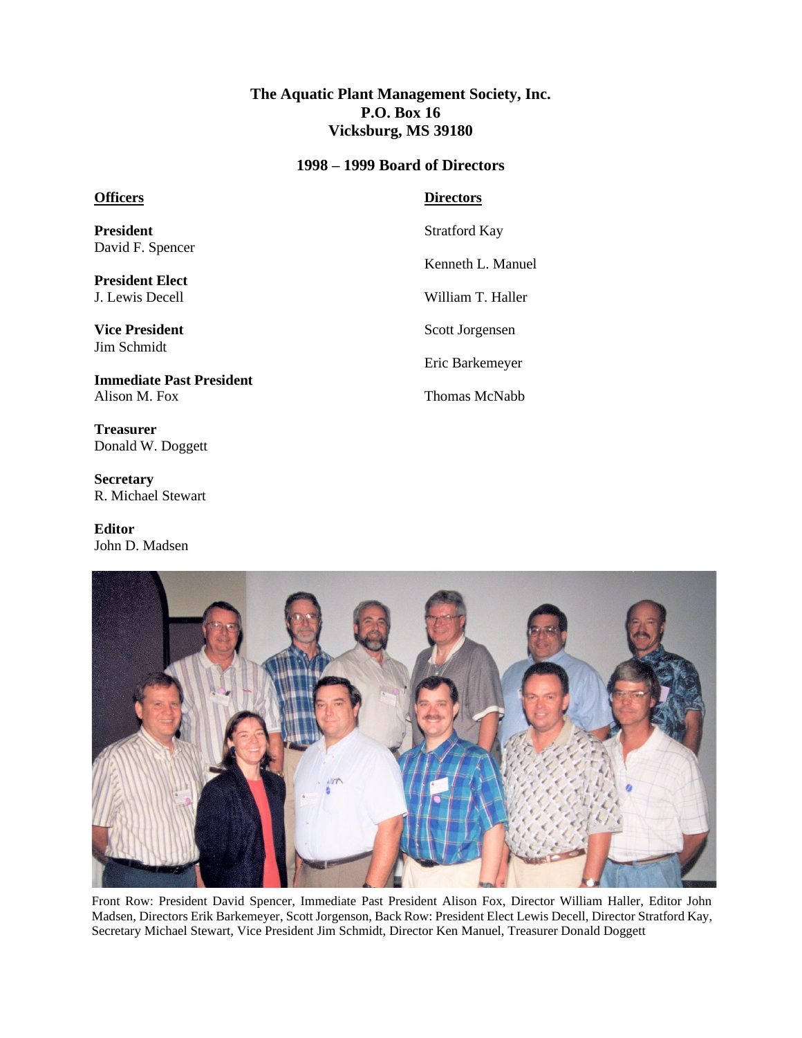**The Aquatic Plant Management Society, Inc.**
**P.O. Box 16**
**Vicksburg, MS 39180**

## 1998 – 1999 Board of Directors

### Officers

**President**
David F. Spencer

**President Elect**
J. Lewis Decell

**Vice President**
Jim Schmidt

**Immediate Past President**
Alison M. Fox

**Treasurer**
Donald W. Doggett

**Secretary**
R. Michael Stewart

**Editor**
John D. Madsen

### Directors

Stratford Kay

Kenneth L. Manuel

William T. Haller

Scott Jorgensen

Eric Barkemeyer

Thomas McNabb

Front Row: President David Spencer, Immediate Past President Alison Fox, Director William Haller, Editor John Madsen, Directors Erik Barkemeyer, Scott Jorgenson, Back Row: President Elect Lewis Decell, Director Stratford Kay, Secretary Michael Stewart, Vice President Jim Schmidt, Director Ken Manuel, Treasurer Donald Doggett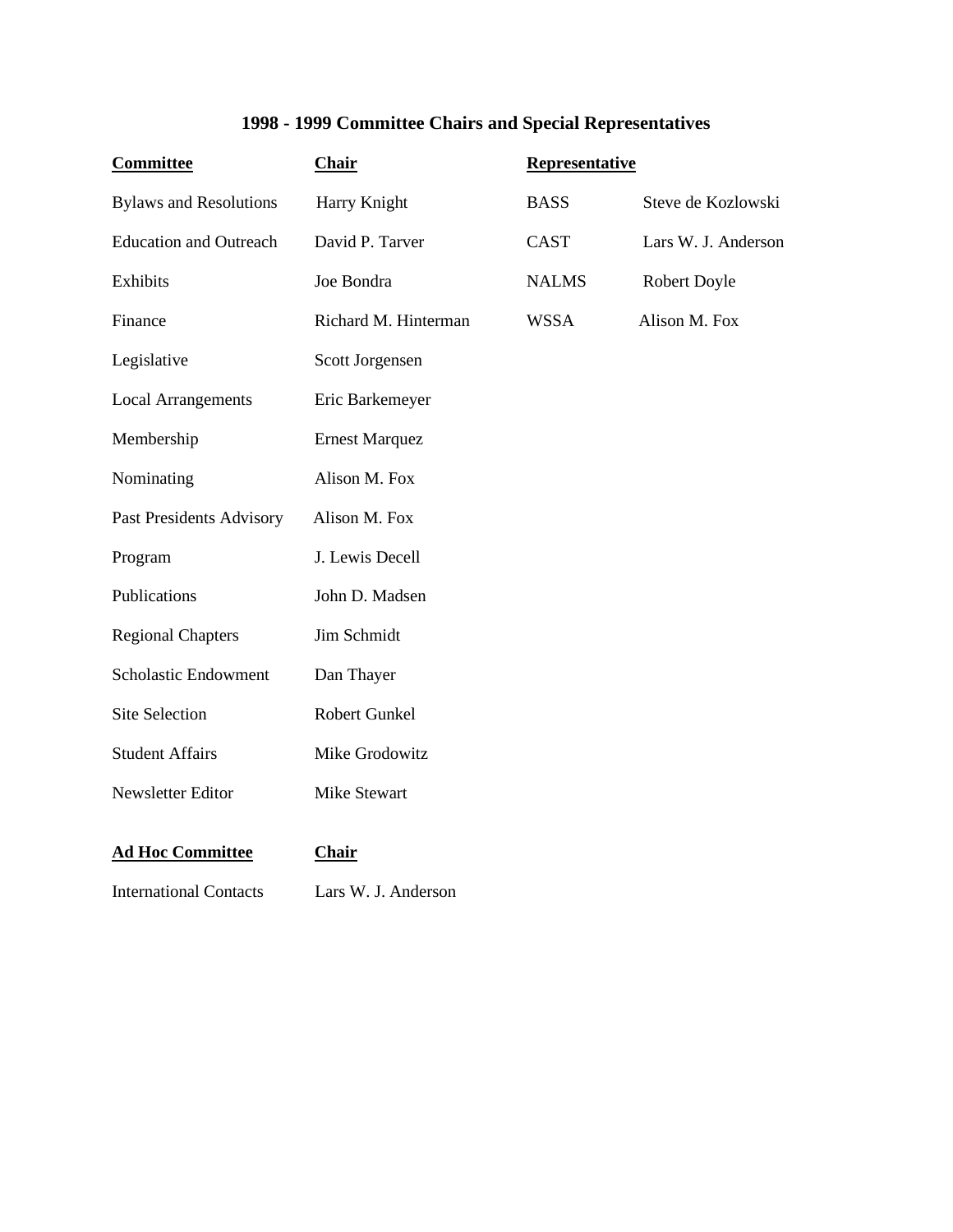## 1998 - 1999 Committee Chairs and Special Representatives

| Committee | Chair | Representative | |
|---|---|---|---|
| Bylaws and Resolutions | Harry Knight | BASS | Steve de Kozlowski |
| Education and Outreach | David P. Tarver | CAST | Lars W. J. Anderson |
| Exhibits | Joe Bondra | NALMS | Robert Doyle |
| Finance | Richard M. Hinterman | WSSA | Alison M. Fox |
| Legislative | Scott Jorgensen | | |
| Local Arrangements | Eric Barkemeyer | | |
| Membership | Ernest Marquez | | |
| Nominating | Alison M. Fox | | |
| Past Presidents Advisory | Alison M. Fox | | |
| Program | J. Lewis Decell | | |
| Publications | John D. Madsen | | |
| Regional Chapters | Jim Schmidt | | |
| Scholastic Endowment | Dan Thayer | | |
| Site Selection | Robert Gunkel | | |
| Student Affairs | Mike Grodowitz | | |
| Newsletter Editor | Mike Stewart | | |

| Ad Hoc Committee | Chair |
|---|---|
| International Contacts | Lars W. J. Anderson |